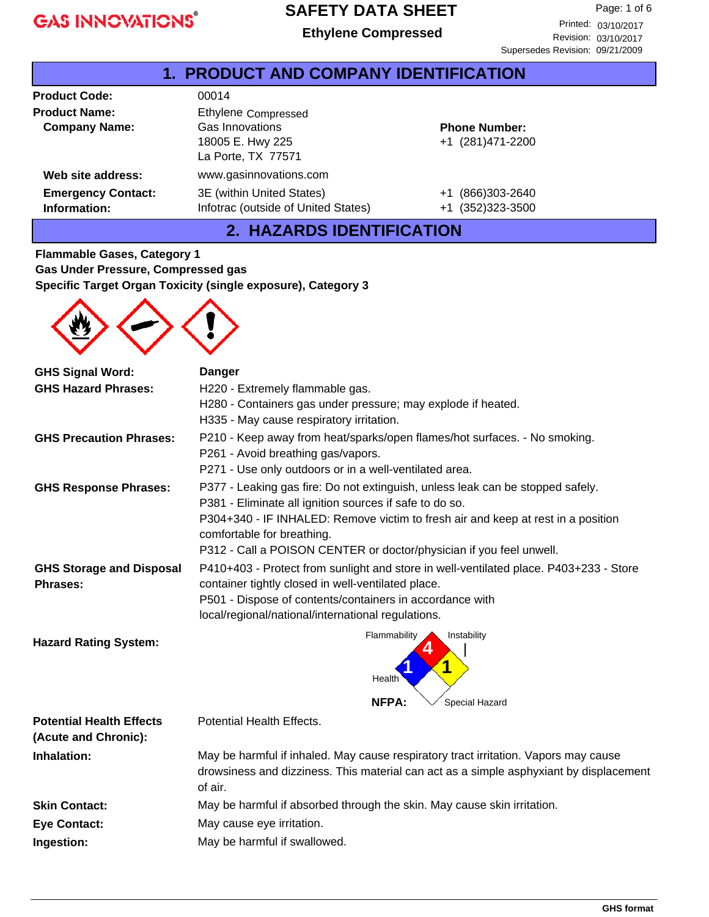# SAFETY DATA SHEET

## Ethylene Compressed

Printed: 03/10/2017
Revision: 03/10/2017
Supersedes Revision: 09/21/2009

## 1. PRODUCT AND COMPANY IDENTIFICATION

| | | |
|---|---|---|
| **Product Code:** | 00014 | |
| **Product Name:** | Ethylene Compressed | |
| **Company Name:** | Gas Innovations<br>18005 E. Hwy 225<br>La Porte, TX 77571 | **Phone Number:**<br>+1 (281)471-2200 |
| **Web site address:** | www.gasinnovations.com | |
| **Emergency Contact: Information:** | 3E (within United States)<br>Infotrac (outside of United States) | +1 (866)303-2640<br>+1 (352)323-3500 |

## 2. HAZARDS IDENTIFICATION

**Flammable Gases, Category 1**
**Gas Under Pressure, Compressed gas**
**Specific Target Organ Toxicity (single exposure), Category 3**

**GHS Signal Word:** Danger

**GHS Hazard Phrases:**
H220 - Extremely flammable gas.
H280 - Containers gas under pressure; may explode if heated.
H335 - May cause respiratory irritation.

**GHS Precaution Phrases:**
P210 - Keep away from heat/sparks/open flames/hot surfaces. - No smoking.
P261 - Avoid breathing gas/vapors.
P271 - Use only outdoors or in a well-ventilated area.

**GHS Response Phrases:**
P377 - Leaking gas fire: Do not extinguish, unless leak can be stopped safely.
P381 - Eliminate all ignition sources if safe to do so.
P304+340 - IF INHALED: Remove victim to fresh air and keep at rest in a position comfortable for breathing.
P312 - Call a POISON CENTER or doctor/physician if you feel unwell.

**GHS Storage and Disposal Phrases:**
P410+403 - Protect from sunlight and store in well-ventilated place. P403+233 - Store container tightly closed in well-ventilated place.
P501 - Dispose of contents/containers in accordance with local/regional/national/international regulations.

**Hazard Rating System:**

NFPA: Flammability 4, Health 1, Instability 1, Special Hazard (none)

**Potential Health Effects (Acute and Chronic):** Potential Health Effects.

**Inhalation:** May be harmful if inhaled. May cause respiratory tract irritation. Vapors may cause drowsiness and dizziness. This material can act as a simple asphyxiant by displacement of air.

**Skin Contact:** May be harmful if absorbed through the skin. May cause skin irritation.

**Eye Contact:** May cause eye irritation.

**Ingestion:** May be harmful if swallowed.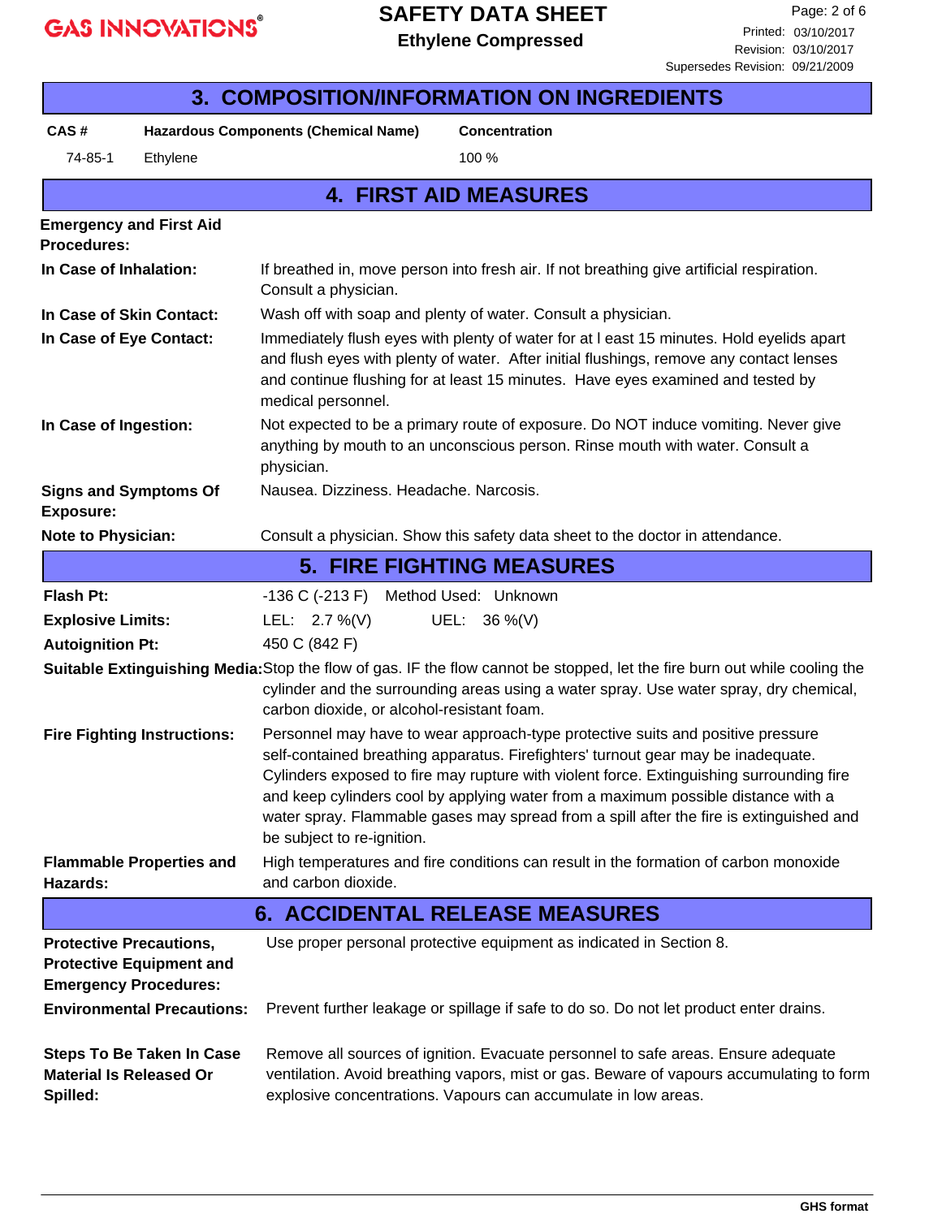## 3. COMPOSITION/INFORMATION ON INGREDIENTS

| CAS # | Hazardous Components (Chemical Name) | Concentration |
|---|---|---|
| 74-85-1 | Ethylene | 100 % |

## 4. FIRST AID MEASURES

**Emergency and First Aid Procedures:**

**In Case of Inhalation:** If breathed in, move person into fresh air. If not breathing give artificial respiration. Consult a physician.

**In Case of Skin Contact:** Wash off with soap and plenty of water. Consult a physician.

**In Case of Eye Contact:** Immediately flush eyes with plenty of water for at l east 15 minutes. Hold eyelids apart and flush eyes with plenty of water. After initial flushings, remove any contact lenses and continue flushing for at least 15 minutes. Have eyes examined and tested by medical personnel.

**In Case of Ingestion:** Not expected to be a primary route of exposure. Do NOT induce vomiting. Never give anything by mouth to an unconscious person. Rinse mouth with water. Consult a physician.

**Signs and Symptoms Of Exposure:** Nausea. Dizziness. Headache. Narcosis.

**Note to Physician:** Consult a physician. Show this safety data sheet to the doctor in attendance.

## 5. FIRE FIGHTING MEASURES

**Flash Pt:** -136 C (-213 F) Method Used: Unknown

**Explosive Limits:** LEL: 2.7 %(V) UEL: 36 %(V)

**Autoignition Pt:** 450 C (842 F)

**Suitable Extinguishing Media:** Stop the flow of gas. IF the flow cannot be stopped, let the fire burn out while cooling the cylinder and the surrounding areas using a water spray. Use water spray, dry chemical, carbon dioxide, or alcohol-resistant foam.

**Fire Fighting Instructions:** Personnel may have to wear approach-type protective suits and positive pressure self-contained breathing apparatus. Firefighters' turnout gear may be inadequate. Cylinders exposed to fire may rupture with violent force. Extinguishing surrounding fire and keep cylinders cool by applying water from a maximum possible distance with a water spray. Flammable gases may spread from a spill after the fire is extinguished and be subject to re-ignition.

**Flammable Properties and Hazards:** High temperatures and fire conditions can result in the formation of carbon monoxide and carbon dioxide.

## 6. ACCIDENTAL RELEASE MEASURES

**Protective Precautions, Protective Equipment and Emergency Procedures:** Use proper personal protective equipment as indicated in Section 8.

**Environmental Precautions:** Prevent further leakage or spillage if safe to do so. Do not let product enter drains.

**Steps To Be Taken In Case Material Is Released Or Spilled:** Remove all sources of ignition. Evacuate personnel to safe areas. Ensure adequate ventilation. Avoid breathing vapors, mist or gas. Beware of vapours accumulating to form explosive concentrations. Vapours can accumulate in low areas.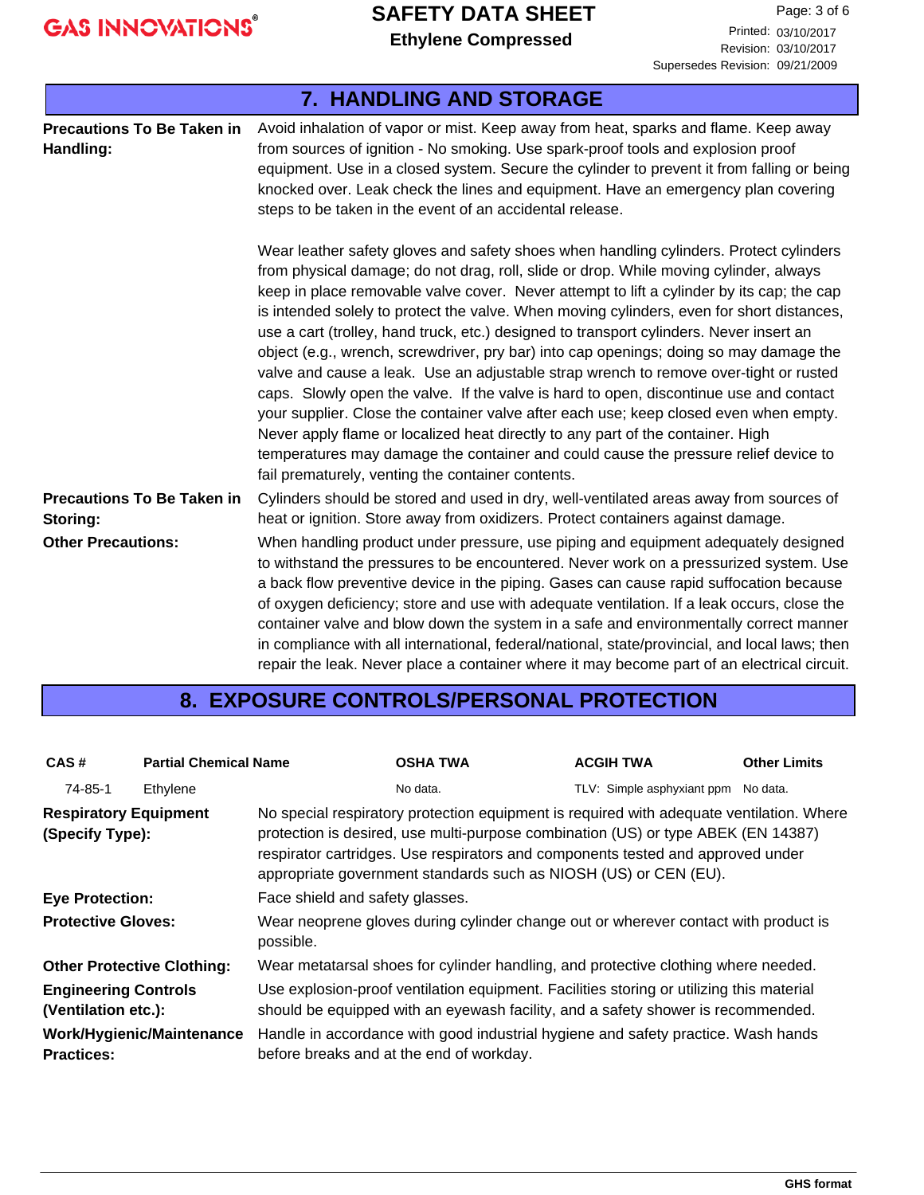## 7. HANDLING AND STORAGE

**Precautions To Be Taken in Handling:**

Avoid inhalation of vapor or mist. Keep away from heat, sparks and flame. Keep away from sources of ignition - No smoking. Use spark-proof tools and explosion proof equipment. Use in a closed system. Secure the cylinder to prevent it from falling or being knocked over. Leak check the lines and equipment. Have an emergency plan covering steps to be taken in the event of an accidental release.

Wear leather safety gloves and safety shoes when handling cylinders. Protect cylinders from physical damage; do not drag, roll, slide or drop. While moving cylinder, always keep in place removable valve cover. Never attempt to lift a cylinder by its cap; the cap is intended solely to protect the valve. When moving cylinders, even for short distances, use a cart (trolley, hand truck, etc.) designed to transport cylinders. Never insert an object (e.g., wrench, screwdriver, pry bar) into cap openings; doing so may damage the valve and cause a leak. Use an adjustable strap wrench to remove over-tight or rusted caps. Slowly open the valve. If the valve is hard to open, discontinue use and contact your supplier. Close the container valve after each use; keep closed even when empty. Never apply flame or localized heat directly to any part of the container. High temperatures may damage the container and could cause the pressure relief device to fail prematurely, venting the container contents.

**Precautions To Be Taken in Storing:**

Cylinders should be stored and used in dry, well-ventilated areas away from sources of heat or ignition. Store away from oxidizers. Protect containers against damage.

**Other Precautions:**

When handling product under pressure, use piping and equipment adequately designed to withstand the pressures to be encountered. Never work on a pressurized system. Use a back flow preventive device in the piping. Gases can cause rapid suffocation because of oxygen deficiency; store and use with adequate ventilation. If a leak occurs, close the container valve and blow down the system in a safe and environmentally correct manner in compliance with all international, federal/national, state/provincial, and local laws; then repair the leak. Never place a container where it may become part of an electrical circuit.

## 8. EXPOSURE CONTROLS/PERSONAL PROTECTION

| CAS # | Partial Chemical Name | OSHA TWA | ACGIH TWA | Other Limits |
|---|---|---|---|---|
| 74-85-1 | Ethylene | No data. | TLV: Simple asphyxiant ppm | No data. |

**Respiratory Equipment (Specify Type):**

No special respiratory protection equipment is required with adequate ventilation. Where protection is desired, use multi-purpose combination (US) or type ABEK (EN 14387) respirator cartridges. Use respirators and components tested and approved under appropriate government standards such as NIOSH (US) or CEN (EU).

**Eye Protection:**

Face shield and safety glasses.

**Protective Gloves:**

Wear neoprene gloves during cylinder change out or wherever contact with product is possible.

**Other Protective Clothing:**

Wear metatarsal shoes for cylinder handling, and protective clothing where needed.

**Engineering Controls (Ventilation etc.):**

Use explosion-proof ventilation equipment. Facilities storing or utilizing this material should be equipped with an eyewash facility, and a safety shower is recommended.

**Work/Hygienic/Maintenance Practices:**

Handle in accordance with good industrial hygiene and safety practice. Wash hands before breaks and at the end of workday.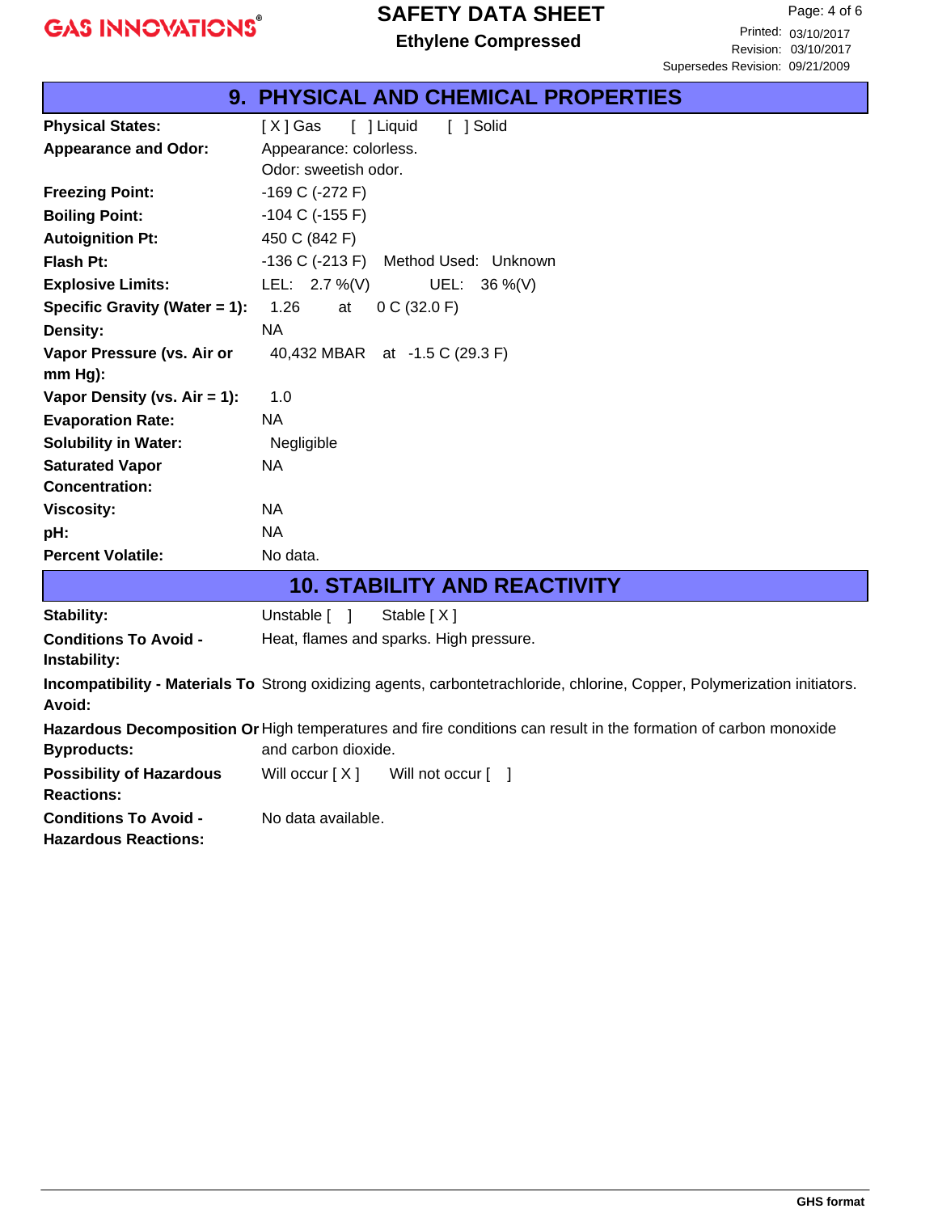## 9. PHYSICAL AND CHEMICAL PROPERTIES

| | |
|---|---|
| **Physical States:** | [ X ] Gas [ ] Liquid [ ] Solid |
| **Appearance and Odor:** | Appearance: colorless.<br>Odor: sweetish odor. |
| **Freezing Point:** | -169 C (-272 F) |
| **Boiling Point:** | -104 C (-155 F) |
| **Autoignition Pt:** | 450 C (842 F) |
| **Flash Pt:** | -136 C (-213 F) Method Used: Unknown |
| **Explosive Limits:** | LEL: 2.7 %(V) UEL: 36 %(V) |
| **Specific Gravity (Water = 1):** | 1.26 at 0 C (32.0 F) |
| **Density:** | NA |
| **Vapor Pressure (vs. Air or mm Hg):** | 40,432 MBAR at -1.5 C (29.3 F) |
| **Vapor Density (vs. Air = 1):** | 1.0 |
| **Evaporation Rate:** | NA |
| **Solubility in Water:** | Negligible |
| **Saturated Vapor Concentration:** | NA |
| **Viscosity:** | NA |
| **pH:** | NA |
| **Percent Volatile:** | No data. |

## 10. STABILITY AND REACTIVITY

| | |
|---|---|
| **Stability:** | Unstable [ ] Stable [ X ] |
| **Conditions To Avoid - Instability:** | Heat, flames and sparks. High pressure. |
| **Incompatibility - Materials To Avoid:** | Strong oxidizing agents, carbontetrachloride, chlorine, Copper, Polymerization initiators. |
| **Hazardous Decomposition Or Byproducts:** | High temperatures and fire conditions can result in the formation of carbon monoxide and carbon dioxide. |
| **Possibility of Hazardous Reactions:** | Will occur [ X ] Will not occur [ ] |
| **Conditions To Avoid - Hazardous Reactions:** | No data available. |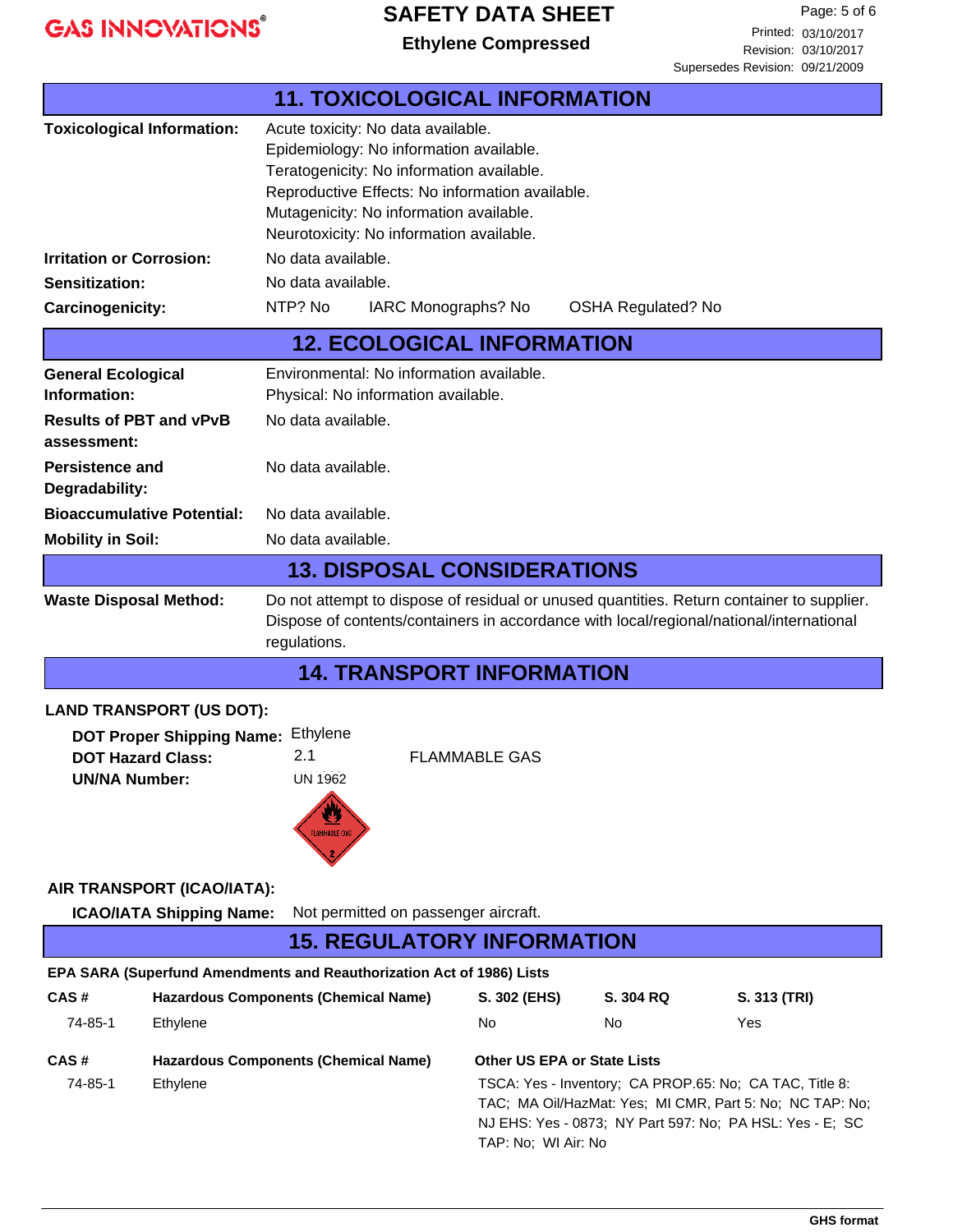## 11. TOXICOLOGICAL INFORMATION

**Toxicological Information:**
Acute toxicity: No data available.
Epidemiology: No information available.
Teratogenicity: No information available.
Reproductive Effects: No information available.
Mutagenicity: No information available.
Neurotoxicity: No information available.

**Irritation or Corrosion:** No data available.

**Sensitization:** No data available.

**Carcinogenicity:** NTP? No IARC Monographs? No OSHA Regulated? No

## 12. ECOLOGICAL INFORMATION

**General Ecological Information:**
Environmental: No information available.
Physical: No information available.

**Results of PBT and vPvB assessment:** No data available.

**Persistence and Degradability:** No data available.

**Bioaccumulative Potential:** No data available.

**Mobility in Soil:** No data available.

## 13. DISPOSAL CONSIDERATIONS

**Waste Disposal Method:** Do not attempt to dispose of residual or unused quantities. Return container to supplier. Dispose of contents/containers in accordance with local/regional/national/international regulations.

## 14. TRANSPORT INFORMATION

**LAND TRANSPORT (US DOT):**

**DOT Proper Shipping Name:** Ethylene
**DOT Hazard Class:** 2.1 FLAMMABLE GAS
**UN/NA Number:** UN 1962

**AIR TRANSPORT (ICAO/IATA):**

**ICAO/IATA Shipping Name:** Not permitted on passenger aircraft.

## 15. REGULATORY INFORMATION

**EPA SARA (Superfund Amendments and Reauthorization Act of 1986) Lists**

| CAS # | Hazardous Components (Chemical Name) | S. 302 (EHS) | S. 304 RQ | S. 313 (TRI) |
|---|---|---|---|---|
| 74-85-1 | Ethylene | No | No | Yes |

| CAS # | Hazardous Components (Chemical Name) | Other US EPA or State Lists |
|---|---|---|
| 74-85-1 | Ethylene | TSCA: Yes - Inventory; CA PROP.65: No; CA TAC, Title 8: TAC; MA Oil/HazMat: Yes; MI CMR, Part 5: No; NC TAP: No; NJ EHS: Yes - 0873; NY Part 597: No; PA HSL: Yes - E; SC TAP: No; WI Air: No |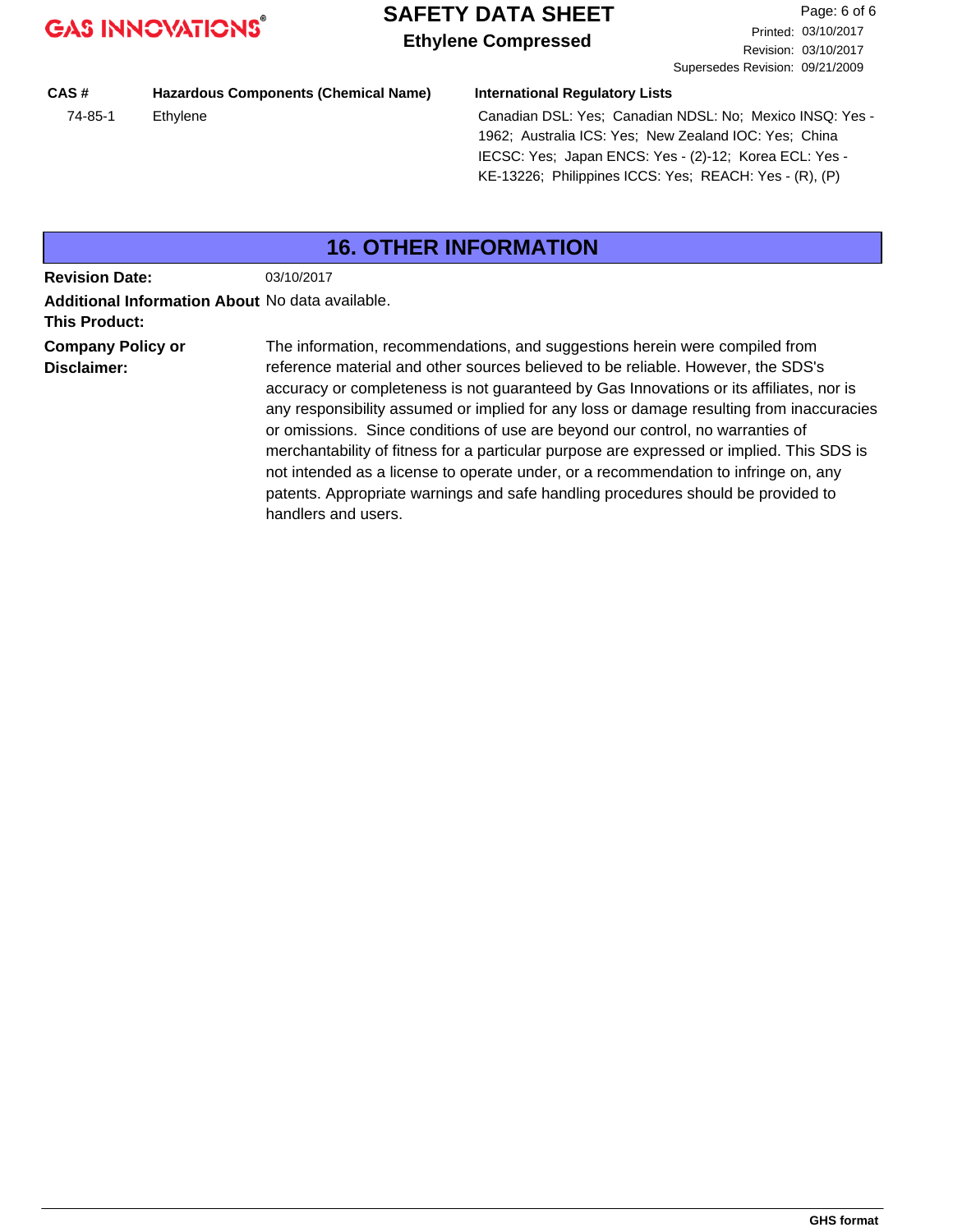| CAS # | Hazardous Components (Chemical Name) | International Regulatory Lists |
|---|---|---|
| 74-85-1 | Ethylene | Canadian DSL: Yes; Canadian NDSL: No; Mexico INSQ: Yes - 1962; Australia ICS: Yes; New Zealand IOC: Yes; China IECSC: Yes; Japan ENCS: Yes - (2)-12; Korea ECL: Yes - KE-13226; Philippines ICCS: Yes; REACH: Yes - (R), (P) |

## 16. OTHER INFORMATION

**Revision Date:** 03/10/2017

**Additional Information About This Product:** No data available.

**Company Policy or Disclaimer:** The information, recommendations, and suggestions herein were compiled from reference material and other sources believed to be reliable. However, the SDS's accuracy or completeness is not guaranteed by Gas Innovations or its affiliates, nor is any responsibility assumed or implied for any loss or damage resulting from inaccuracies or omissions. Since conditions of use are beyond our control, no warranties of merchantability of fitness for a particular purpose are expressed or implied. This SDS is not intended as a license to operate under, or a recommendation to infringe on, any patents. Appropriate warnings and safe handling procedures should be provided to handlers and users.